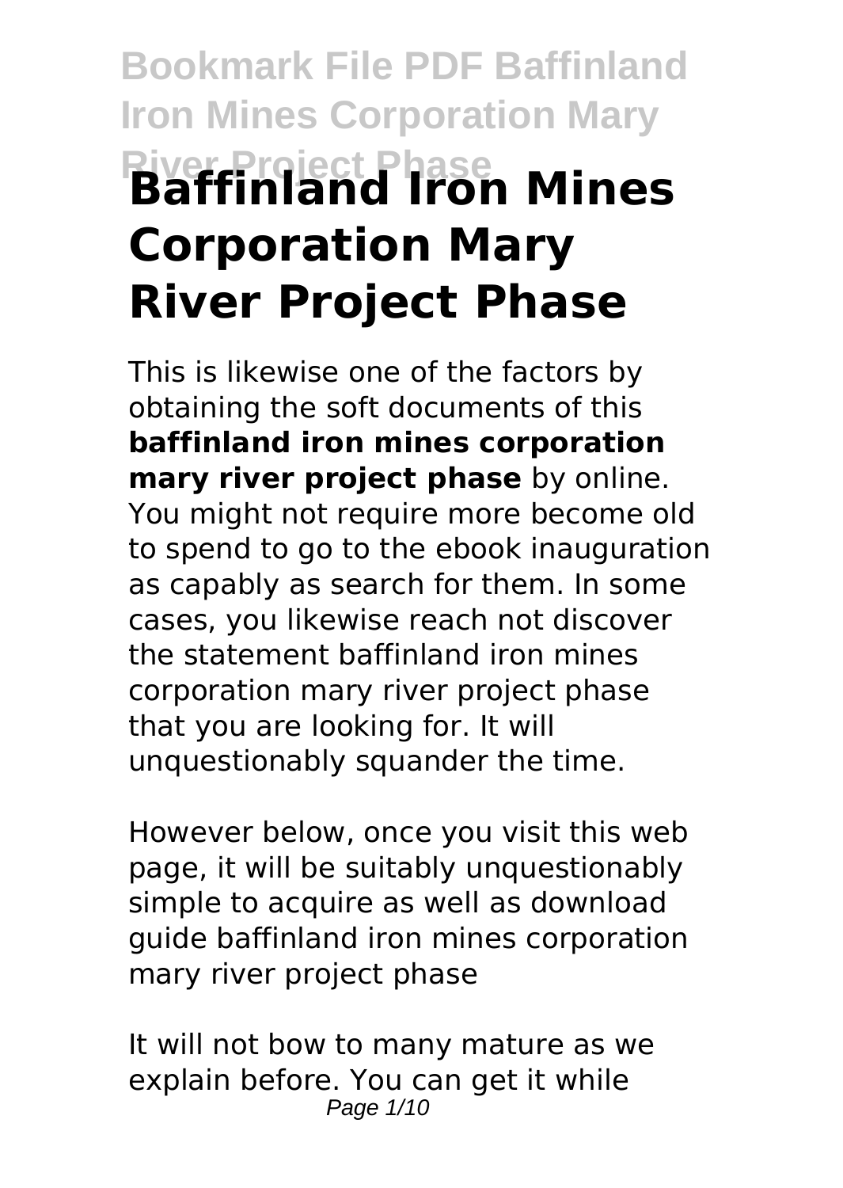# Baffinland Iron Mines Corporation Mary River Project Phase

This is likewise one of the factors by obtaining the soft documents of this **baffinland iron mines corporation mary river project phase** by online. You might not require more become old to spend to go to the ebook inauguration as capably as search for them. In some cases, you likewise reach not discover the statement baffinland iron mines corporation mary river project phase that you are looking for. It will unquestionably squander the time.

However below, once you visit this web page, it will be suitably unquestionably simple to acquire as well as download guide baffinland iron mines corporation mary river project phase

It will not bow to many mature as we explain before. You can get it while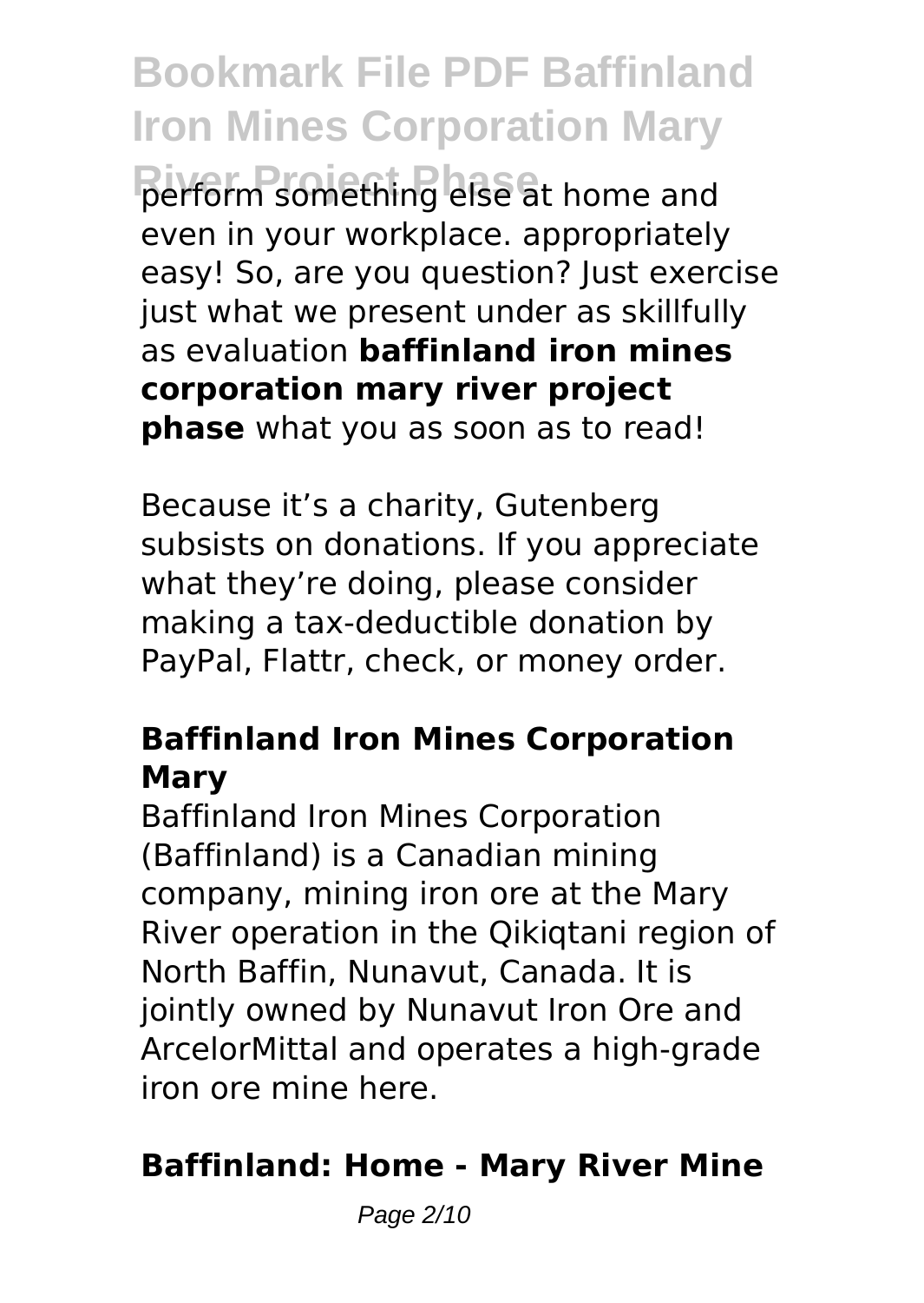perform something else at home and even in your workplace. appropriately easy! So, are you question? Just exercise just what we present under as skillfully as evaluation **baffinland iron mines corporation mary river project phase** what you as soon as to read!

Because it's a charity, Gutenberg subsists on donations. If you appreciate what they're doing, please consider making a tax-deductible donation by PayPal, Flattr, check, or money order.

### **Baffinland Iron Mines Corporation Mary**

Baffinland Iron Mines Corporation (Baffinland) is a Canadian mining company, mining iron ore at the Mary River operation in the Qikiqtani region of North Baffin, Nunavut, Canada. It is jointly owned by Nunavut Iron Ore and ArcelorMittal and operates a high-grade iron ore mine here.

### **Baffinland: Home - Mary River Mine**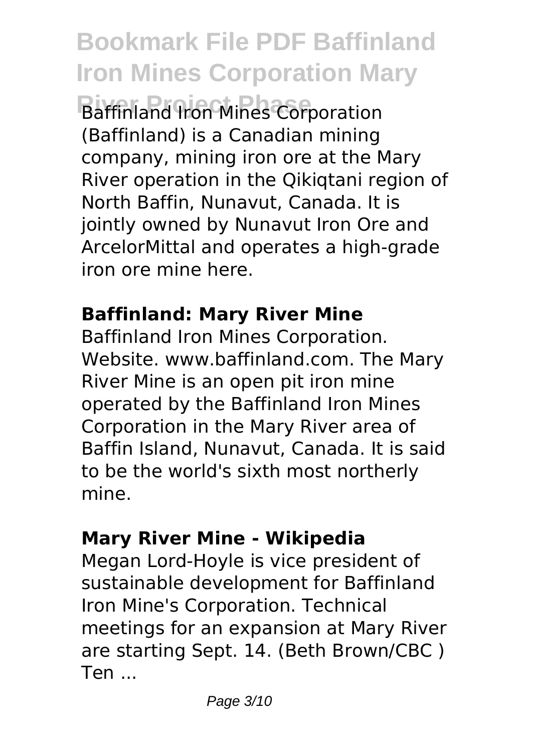Baffinland Iron Mines Corporation (Baffinland) is a Canadian mining company, mining iron ore at the Mary River operation in the Qikiqtani region of North Baffin, Nunavut, Canada. It is jointly owned by Nunavut Iron Ore and ArcelorMittal and operates a high-grade iron ore mine here.

**Baffinland: Mary River Mine**

Baffinland Iron Mines Corporation. Website. www.baffinland.com. The Mary River Mine is an open pit iron mine operated by the Baffinland Iron Mines Corporation in the Mary River area of Baffin Island, Nunavut, Canada. It is said to be the world's sixth most northerly mine.

**Mary River Mine - Wikipedia**

Megan Lord-Hoyle is vice president of sustainable development for Baffinland Iron Mine's Corporation. Technical meetings for an expansion at Mary River are starting Sept. 14. (Beth Brown/CBC ) Ten ...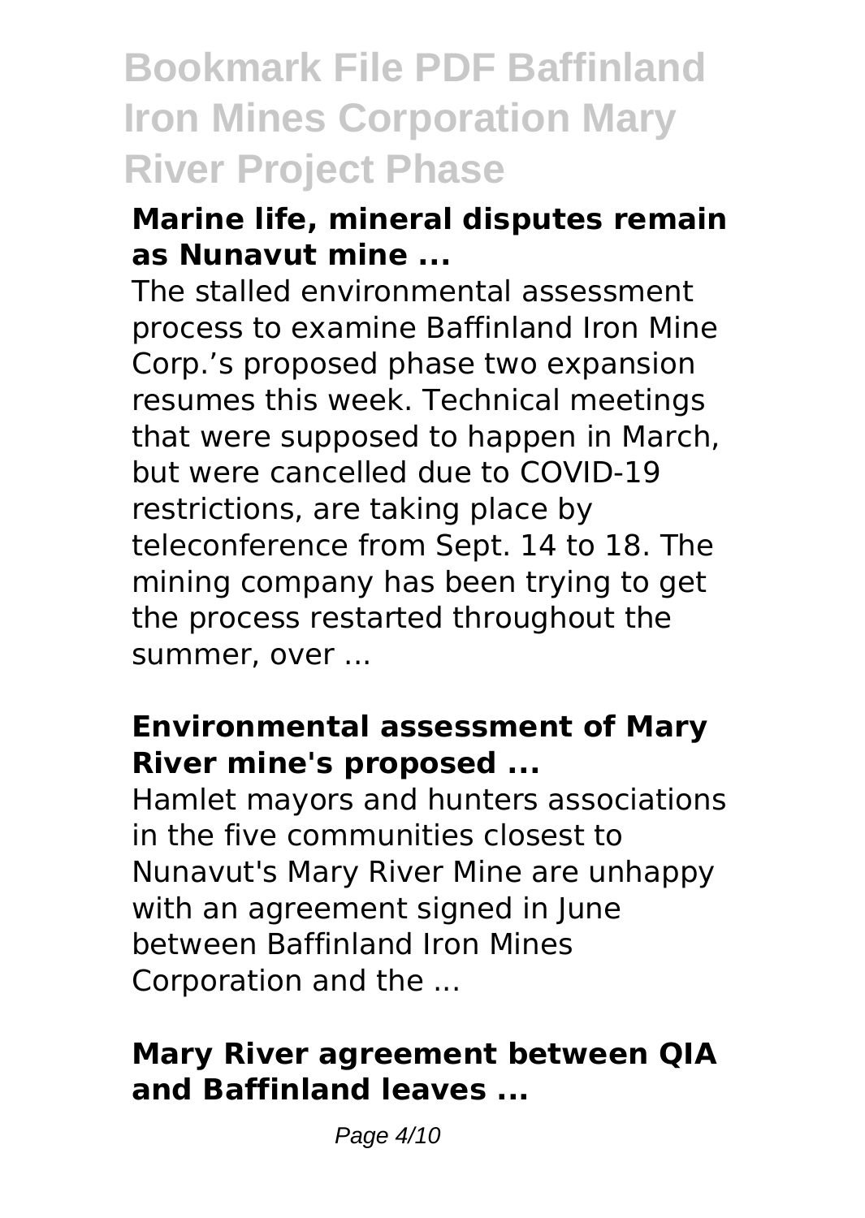### Marine life, mineral disputes remain as Nunavut mine ...

The stalled environmental assessment process to examine Baffinland Iron Mine Corp.'s proposed phase two expansion resumes this week. Technical meetings that were supposed to happen in March, but were cancelled due to COVID-19 restrictions, are taking place by teleconference from Sept. 14 to 18. The mining company has been trying to get the process restarted throughout the summer, over ...

### Environmental assessment of Mary River mine's proposed ...

Hamlet mayors and hunters associations in the five communities closest to Nunavut's Mary River Mine are unhappy with an agreement signed in June between Baffinland Iron Mines Corporation and the ...

### Mary River agreement between QIA and Baffinland leaves ...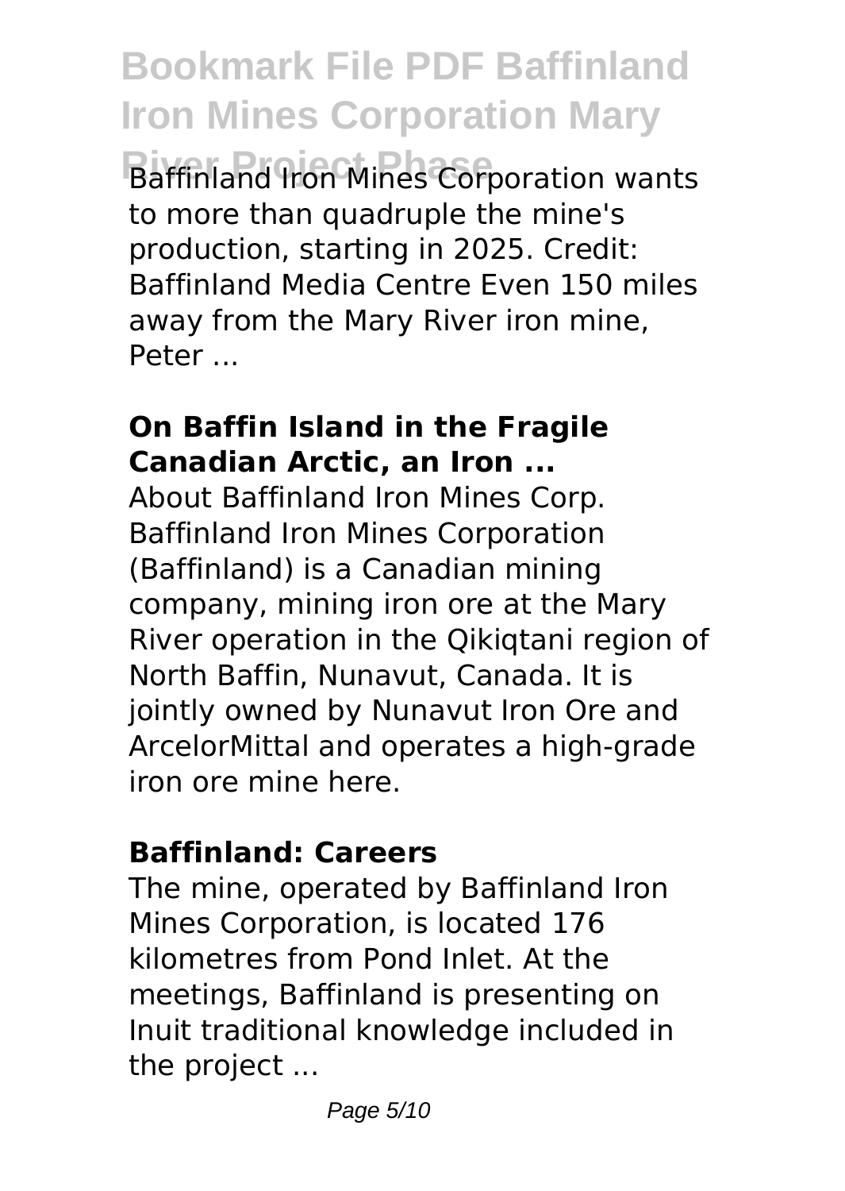Baffinland Iron Mines Corporation wants to more than quadruple the mine's production, starting in 2025. Credit: Baffinland Media Centre Even 150 miles away from the Mary River iron mine, Peter ...

### **On Baffin Island in the Fragile Canadian Arctic, an Iron ...**

About Baffinland Iron Mines Corp. Baffinland Iron Mines Corporation (Baffinland) is a Canadian mining company, mining iron ore at the Mary River operation in the Qikiqtani region of North Baffin, Nunavut, Canada. It is jointly owned by Nunavut Iron Ore and ArcelorMittal and operates a high-grade iron ore mine here.

### **Baffinland: Careers**

The mine, operated by Baffinland Iron Mines Corporation, is located 176 kilometres from Pond Inlet. At the meetings, Baffinland is presenting on Inuit traditional knowledge included in the project ...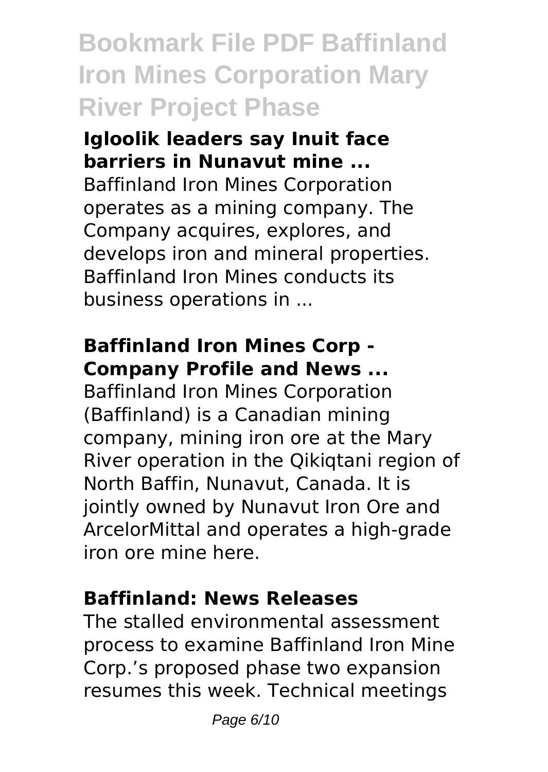**Igloolik leaders say Inuit face barriers in Nunavut mine ...**

Baffinland Iron Mines Corporation operates as a mining company. The Company acquires, explores, and develops iron and mineral properties. Baffinland Iron Mines conducts its business operations in ...

**Baffinland Iron Mines Corp - Company Profile and News ...**

Baffinland Iron Mines Corporation (Baffinland) is a Canadian mining company, mining iron ore at the Mary River operation in the Qikiqtani region of North Baffin, Nunavut, Canada. It is jointly owned by Nunavut Iron Ore and ArcelorMittal and operates a high-grade iron ore mine here.

**Baffinland: News Releases**

The stalled environmental assessment process to examine Baffinland Iron Mine Corp.'s proposed phase two expansion resumes this week. Technical meetings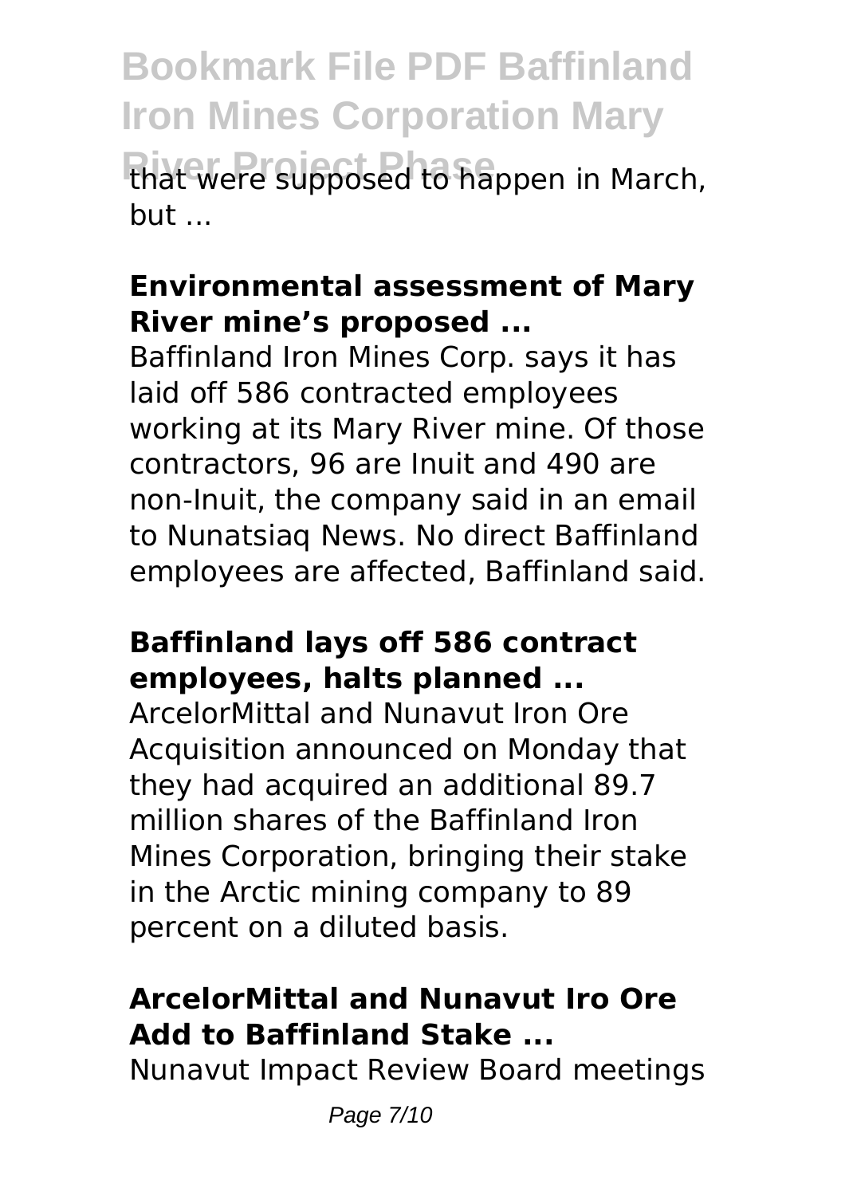that were supposed to happen in March, but ...

### Environmental assessment of Mary River mine's proposed ...

Baffinland Iron Mines Corp. says it has laid off 586 contracted employees working at its Mary River mine. Of those contractors, 96 are Inuit and 490 are non-Inuit, the company said in an email to Nunatsiaq News. No direct Baffinland employees are affected, Baffinland said.

### Baffinland lays off 586 contract employees, halts planned ...

ArcelorMittal and Nunavut Iron Ore Acquisition announced on Monday that they had acquired an additional 89.7 million shares of the Baffinland Iron Mines Corporation, bringing their stake in the Arctic mining company to 89 percent on a diluted basis.

### ArcelorMittal and Nunavut Iro Ore Add to Baffinland Stake ...

Nunavut Impact Review Board meetings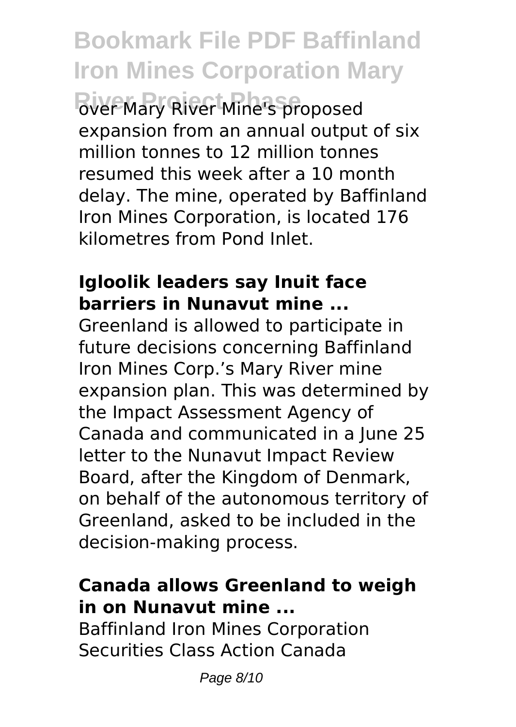over Mary River Mine's proposed expansion from an annual output of six million tonnes to 12 million tonnes resumed this week after a 10 month delay. The mine, operated by Baffinland Iron Mines Corporation, is located 176 kilometres from Pond Inlet.

**Igloolik leaders say Inuit face barriers in Nunavut mine ...**

Greenland is allowed to participate in future decisions concerning Baffinland Iron Mines Corp.'s Mary River mine expansion plan. This was determined by the Impact Assessment Agency of Canada and communicated in a June 25 letter to the Nunavut Impact Review Board, after the Kingdom of Denmark, on behalf of the autonomous territory of Greenland, asked to be included in the decision-making process.

**Canada allows Greenland to weigh in on Nunavut mine ...**

Baffinland Iron Mines Corporation Securities Class Action Canada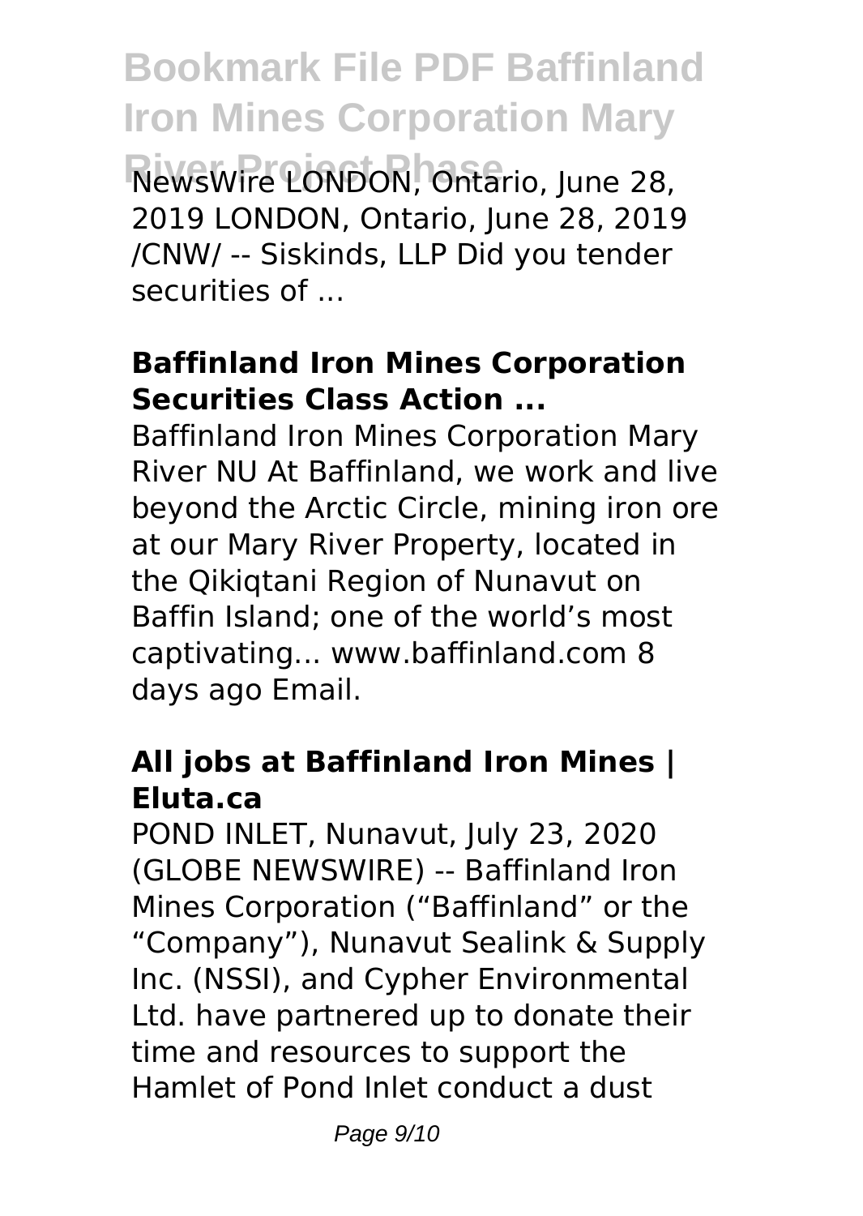NewsWire LONDON, Ontario, June 28, 2019 LONDON, Ontario, June 28, 2019 /CNW/ -- Siskinds, LLP Did you tender securities of ...

### **Baffinland Iron Mines Corporation Securities Class Action ...**

Baffinland Iron Mines Corporation Mary River NU At Baffinland, we work and live beyond the Arctic Circle, mining iron ore at our Mary River Property, located in the Qikiqtani Region of Nunavut on Baffin Island; one of the world's most captivating... www.baffinland.com 8 days ago Email.

### **All jobs at Baffinland Iron Mines | Eluta.ca**

POND INLET, Nunavut, July 23, 2020 (GLOBE NEWSWIRE) -- Baffinland Iron Mines Corporation ("Baffinland" or the "Company"), Nunavut Sealink & Supply Inc. (NSSI), and Cypher Environmental Ltd. have partnered up to donate their time and resources to support the Hamlet of Pond Inlet conduct a dust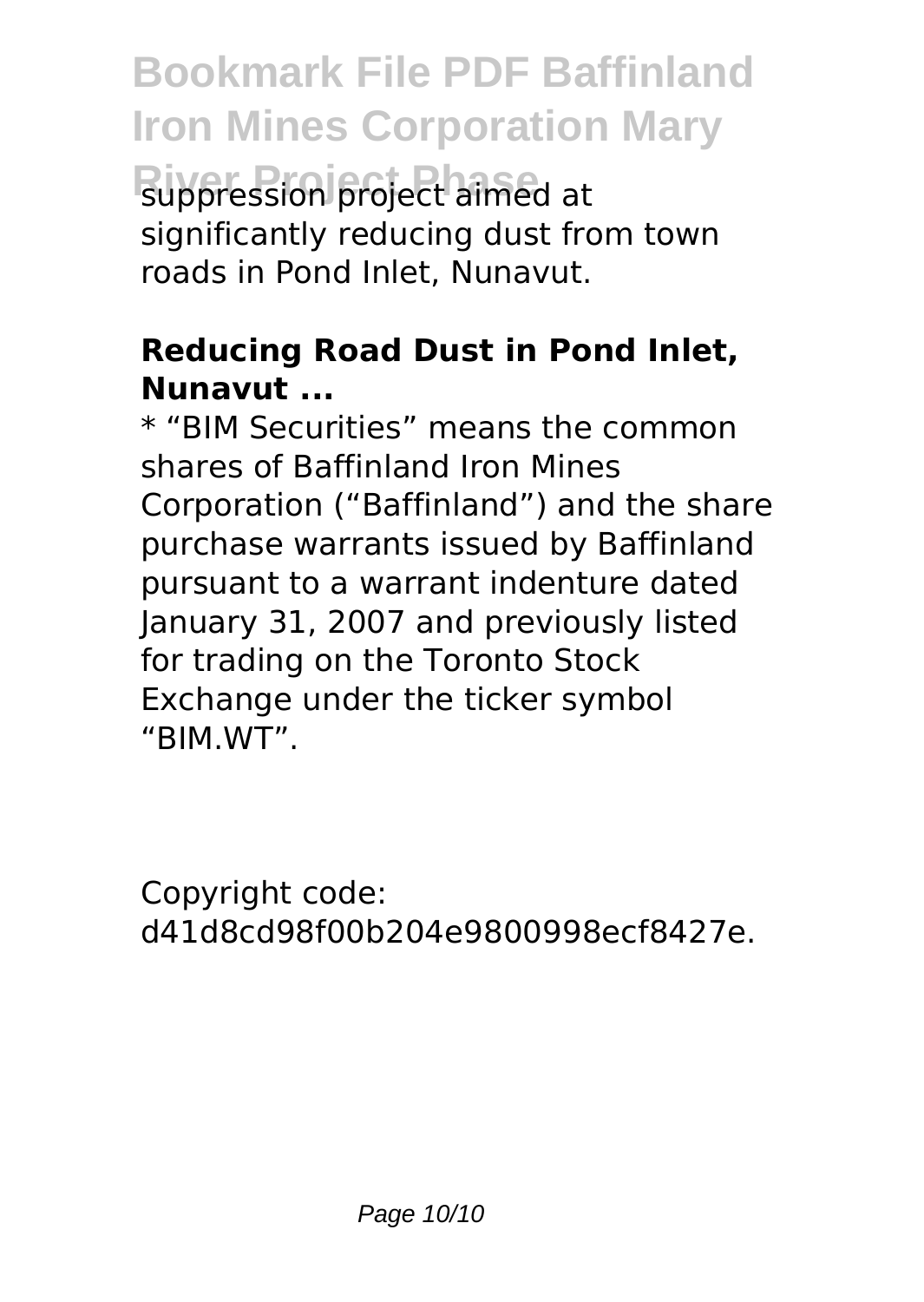suppression project aimed at significantly reducing dust from town roads in Pond Inlet, Nunavut.

**Reducing Road Dust in Pond Inlet, Nunavut ...**

* "BIM Securities" means the common shares of Baffinland Iron Mines Corporation ("Baffinland") and the share purchase warrants issued by Baffinland pursuant to a warrant indenture dated January 31, 2007 and previously listed for trading on the Toronto Stock Exchange under the ticker symbol "BIM.WT".

Copyright code: d41d8cd98f00b204e9800998ecf8427e.